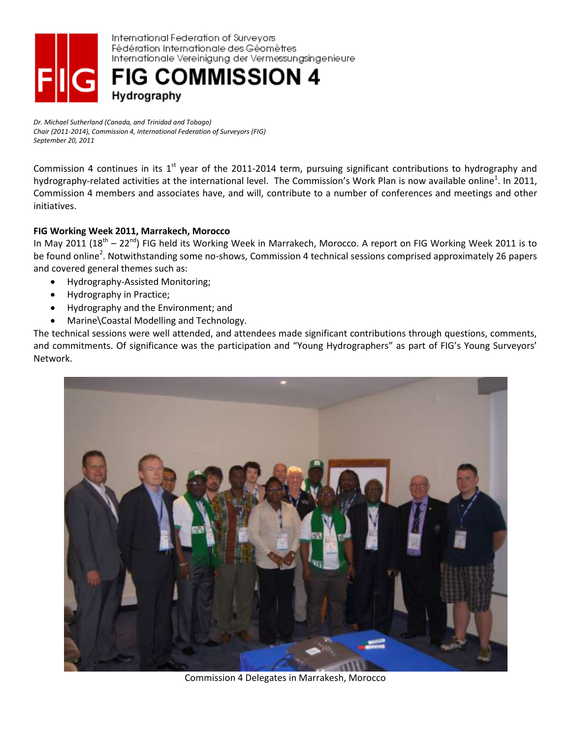International Federation of Surveyors
Fédération Internationale des Géomètres
Internationale Vereinigung der Vermessungsingenieure

# FIG COMMISSION 4

## Hydrography

*Dr. Michael Sutherland (Canada, and Trinidad and Tobago)*
*Chair (2011-2014), Commission 4, International Federation of Surveyors (FIG)*
*September 20, 2011*

Commission 4 continues in its 1st year of the 2011-2014 term, pursuing significant contributions to hydrography and hydrography-related activities at the international level. The Commission's Work Plan is now available online[1]. In 2011, Commission 4 members and associates have, and will, contribute to a number of conferences and meetings and other initiatives.

**FIG Working Week 2011, Marrakech, Morocco**

In May 2011 (18th – 22nd) FIG held its Working Week in Marrakech, Morocco. A report on FIG Working Week 2011 is to be found online[2]. Notwithstanding some no-shows, Commission 4 technical sessions comprised approximately 26 papers and covered general themes such as:

- Hydrography-Assisted Monitoring;
- Hydrography in Practice;
- Hydrography and the Environment; and
- Marine\Coastal Modelling and Technology.

The technical sessions were well attended, and attendees made significant contributions through questions, comments, and commitments. Of significance was the participation and "Young Hydrographers" as part of FIG's Young Surveyors' Network.

Commission 4 Delegates in Marrakesh, Morocco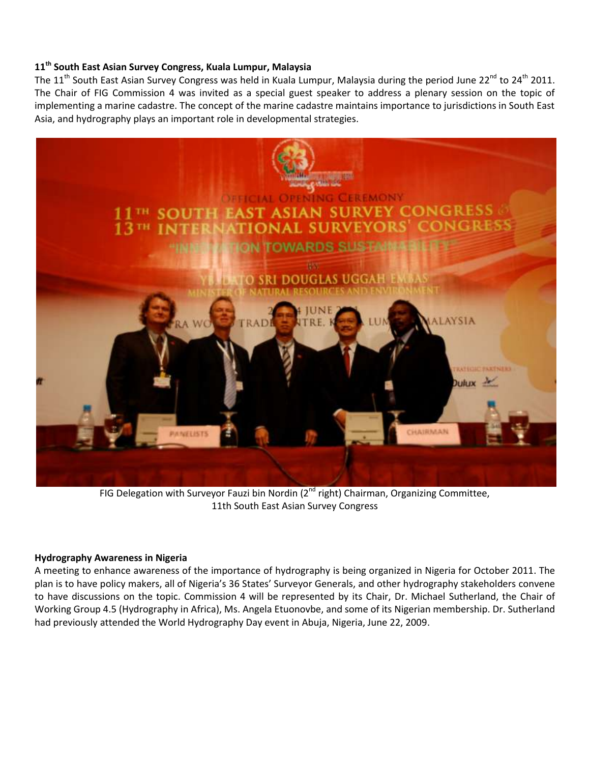**11th South East Asian Survey Congress, Kuala Lumpur, Malaysia**

The 11th South East Asian Survey Congress was held in Kuala Lumpur, Malaysia during the period June 22nd to 24th 2011. The Chair of FIG Commission 4 was invited as a special guest speaker to address a plenary session on the topic of implementing a marine cadastre. The concept of the marine cadastre maintains importance to jurisdictions in South East Asia, and hydrography plays an important role in developmental strategies.

FIG Delegation with Surveyor Fauzi bin Nordin (2nd right) Chairman, Organizing Committee, 11th South East Asian Survey Congress

**Hydrography Awareness in Nigeria**

A meeting to enhance awareness of the importance of hydrography is being organized in Nigeria for October 2011. The plan is to have policy makers, all of Nigeria's 36 States' Surveyor Generals, and other hydrography stakeholders convene to have discussions on the topic. Commission 4 will be represented by its Chair, Dr. Michael Sutherland, the Chair of Working Group 4.5 (Hydrography in Africa), Ms. Angela Etuonovbe, and some of its Nigerian membership. Dr. Sutherland had previously attended the World Hydrography Day event in Abuja, Nigeria, June 22, 2009.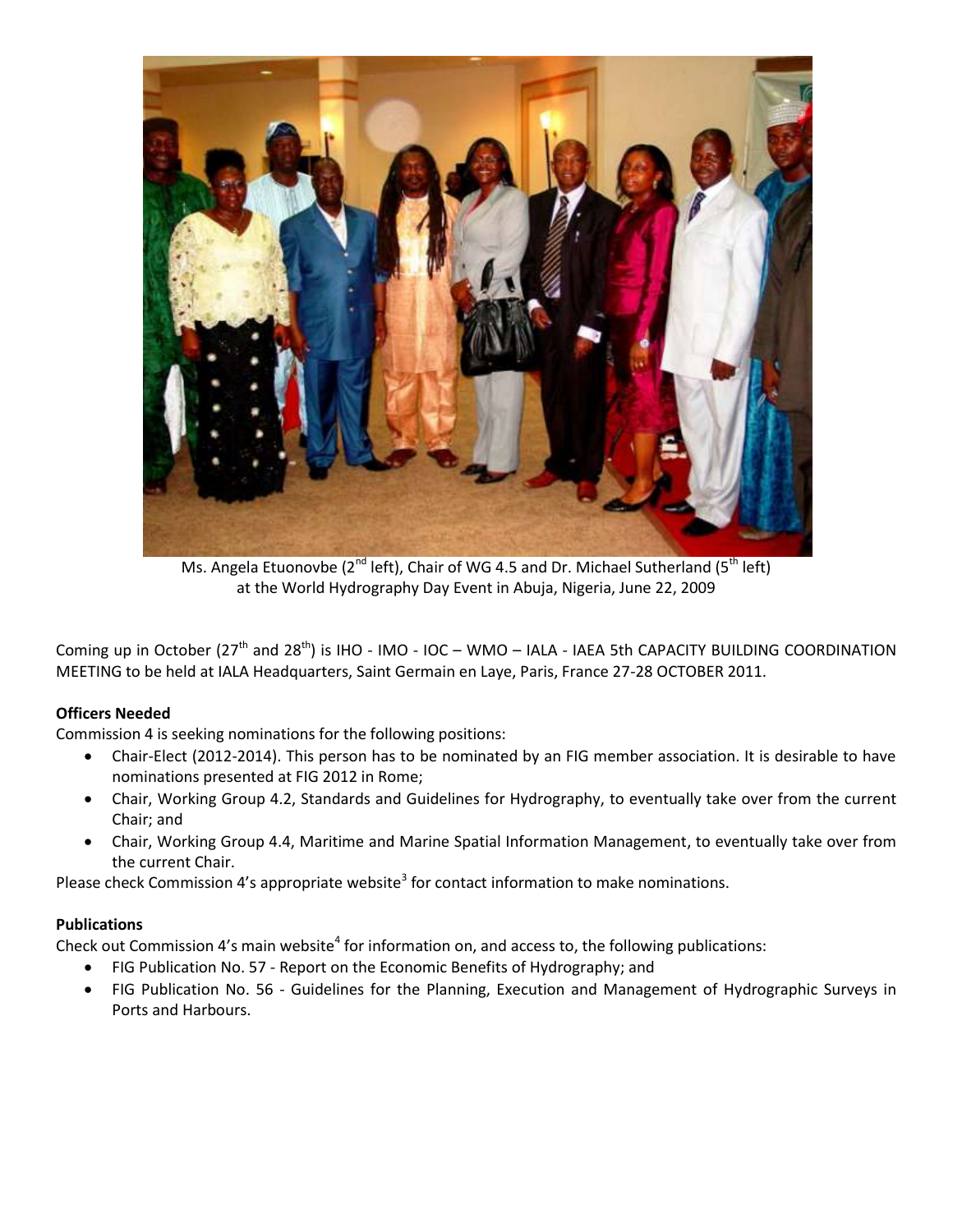Ms. Angela Etuonovbe (2nd left), Chair of WG 4.5 and Dr. Michael Sutherland (5th left) at the World Hydrography Day Event in Abuja, Nigeria, June 22, 2009

Coming up in October (27th and 28th) is IHO - IMO - IOC – WMO – IALA - IAEA 5th CAPACITY BUILDING COORDINATION MEETING to be held at IALA Headquarters, Saint Germain en Laye, Paris, France 27-28 OCTOBER 2011.

**Officers Needed**

Commission 4 is seeking nominations for the following positions:

- Chair-Elect (2012-2014). This person has to be nominated by an FIG member association. It is desirable to have nominations presented at FIG 2012 in Rome;
- Chair, Working Group 4.2, Standards and Guidelines for Hydrography, to eventually take over from the current Chair; and
- Chair, Working Group 4.4, Maritime and Marine Spatial Information Management, to eventually take over from the current Chair.

Please check Commission 4's appropriate website[3] for contact information to make nominations.

**Publications**

Check out Commission 4's main website[4] for information on, and access to, the following publications:

- FIG Publication No. 57 - Report on the Economic Benefits of Hydrography; and
- FIG Publication No. 56 - Guidelines for the Planning, Execution and Management of Hydrographic Surveys in Ports and Harbours.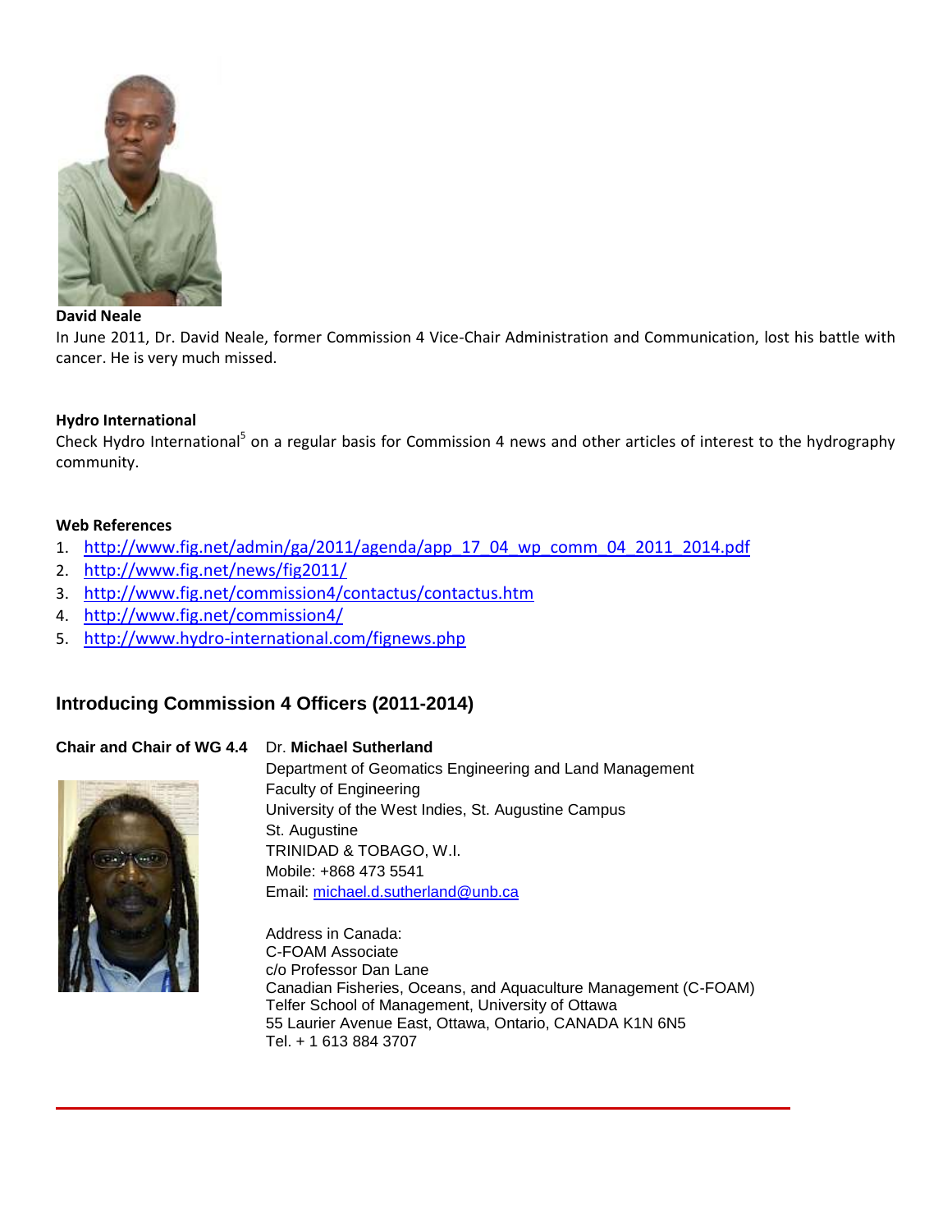**David Neale**

In June 2011, Dr. David Neale, former Commission 4 Vice-Chair Administration and Communication, lost his battle with cancer. He is very much missed.

**Hydro International**

Check Hydro International[5] on a regular basis for Commission 4 news and other articles of interest to the hydrography community.

**Web References**

1. http://www.fig.net/admin/ga/2011/agenda/app_17_04_wp_comm_04_2011_2014.pdf
2. http://www.fig.net/news/fig2011/
3. http://www.fig.net/commission4/contactus/contactus.htm
4. http://www.fig.net/commission4/
5. http://www.hydro-international.com/fignews.php

## Introducing Commission 4 Officers (2011-2014)

**Chair and Chair of WG 4.4**

Dr. **Michael Sutherland**
Department of Geomatics Engineering and Land Management
Faculty of Engineering
University of the West Indies, St. Augustine Campus
St. Augustine
TRINIDAD & TOBAGO, W.I.
Mobile: +868 473 5541
Email: michael.d.sutherland@unb.ca

Address in Canada:
C-FOAM Associate
c/o Professor Dan Lane
Canadian Fisheries, Oceans, and Aquaculture Management (C-FOAM)
Telfer School of Management, University of Ottawa
55 Laurier Avenue East, Ottawa, Ontario, CANADA K1N 6N5
Tel. + 1 613 884 3707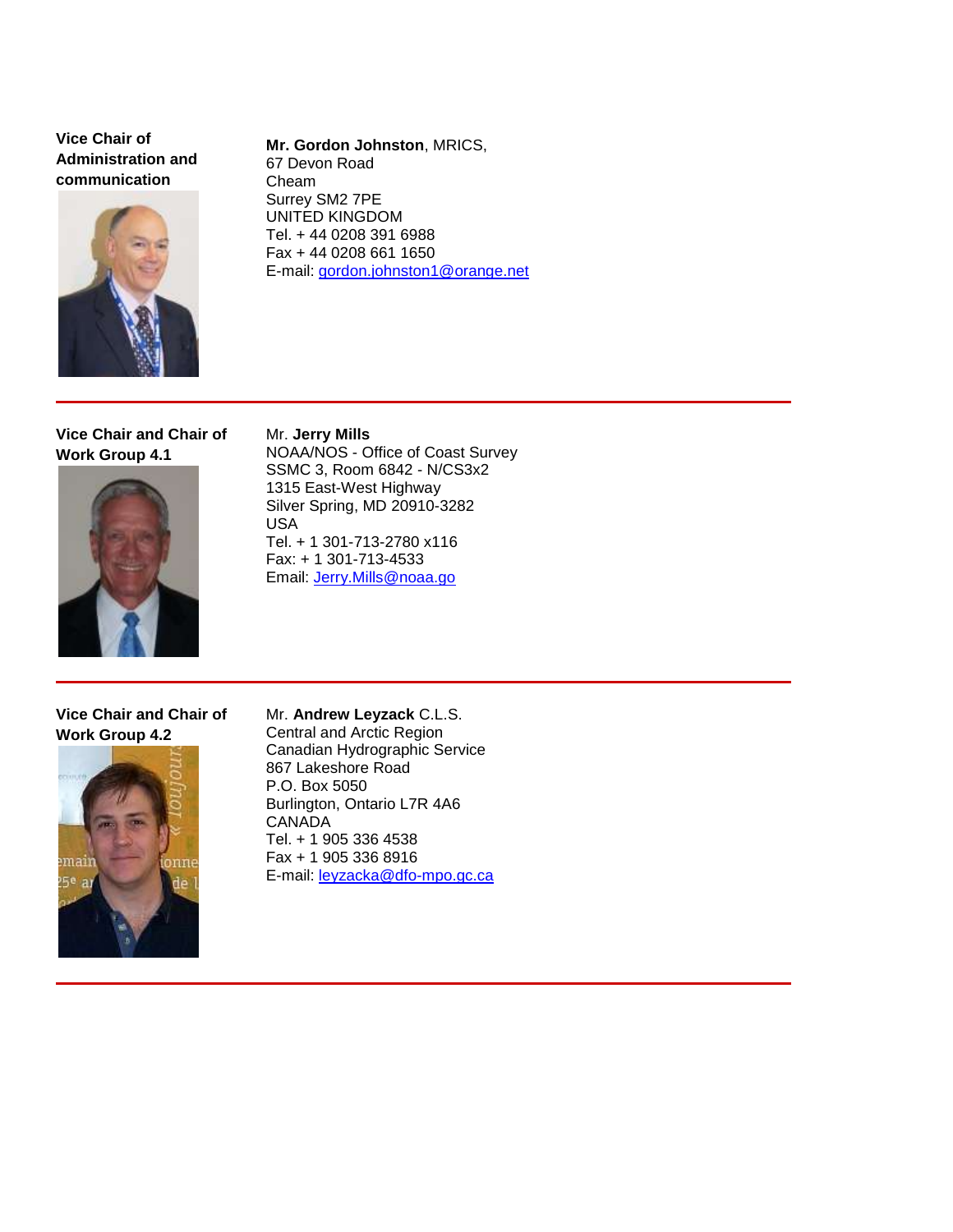**Vice Chair of Administration and communication**

**Mr. Gordon Johnston**, MRICS,
67 Devon Road
Cheam
Surrey SM2 7PE
UNITED KINGDOM
Tel. + 44 0208 391 6988
Fax + 44 0208 661 1650
E-mail: gordon.johnston1@orange.net

---

**Vice Chair and Chair of Work Group 4.1**

Mr. **Jerry Mills**
NOAA/NOS - Office of Coast Survey
SSMC 3, Room 6842 - N/CS3x2
1315 East-West Highway
Silver Spring, MD 20910-3282
USA
Tel. + 1 301-713-2780 x116
Fax: + 1 301-713-4533
Email: Jerry.Mills@noaa.go

---

**Vice Chair and Chair of Work Group 4.2**

Mr. **Andrew Leyzack** C.L.S.
Central and Arctic Region
Canadian Hydrographic Service
867 Lakeshore Road
P.O. Box 5050
Burlington, Ontario L7R 4A6
CANADA
Tel. + 1 905 336 4538
Fax + 1 905 336 8916
E-mail: leyzacka@dfo-mpo.gc.ca

---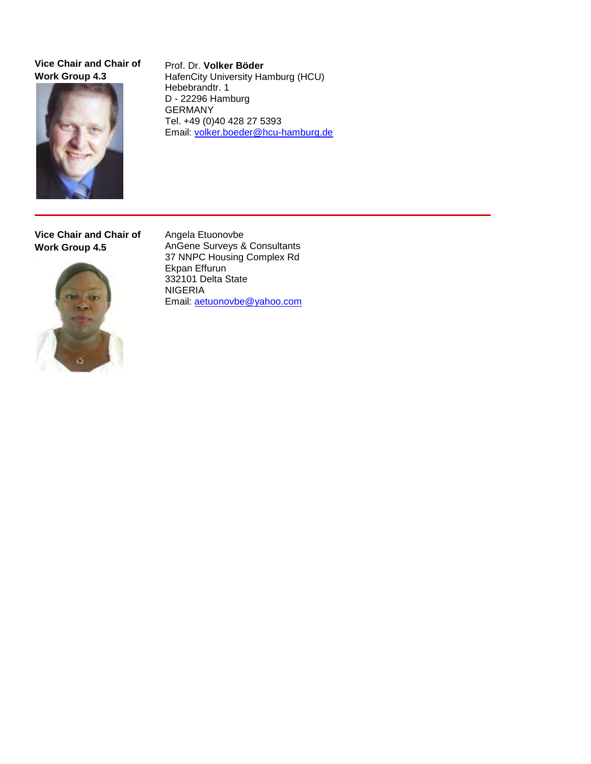**Vice Chair and Chair of Work Group 4.3**

Prof. Dr. **Volker Böder**
HafenCity University Hamburg (HCU)
Hebebrandtr. 1
D - 22296 Hamburg
GERMANY
Tel. +49 (0)40 428 27 5393
Email: volker.boeder@hcu-hamburg.de

---

**Vice Chair and Chair of Work Group 4.5**

Angela Etuonovbe
AnGene Surveys & Consultants
37 NNPC Housing Complex Rd
Ekpan Effurun
332101 Delta State
NIGERIA
Email: aetuonovbe@yahoo.com